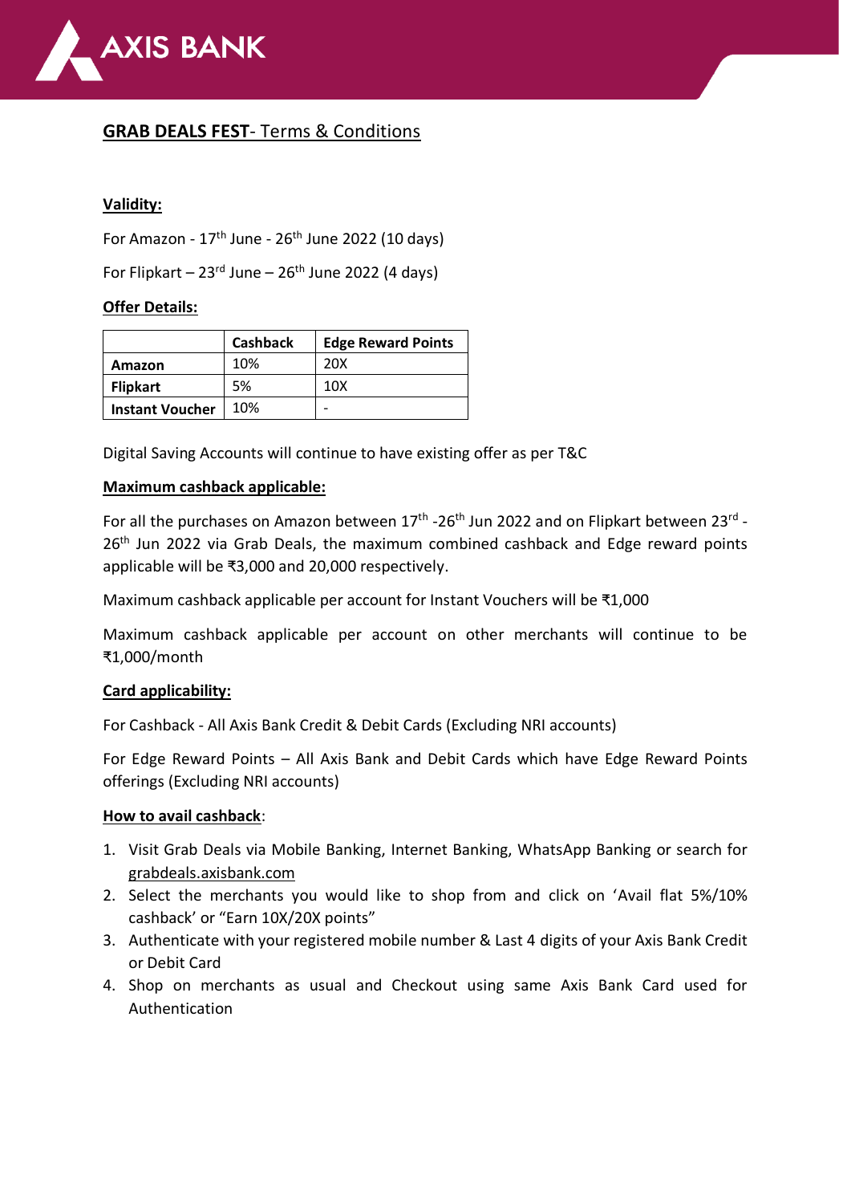# GRAB DEALS FEST- Terms & Conditions

**Validity:**

For Amazon - 17th June - 26th June 2022 (10 days)

For Flipkart – 23rd June – 26th June 2022 (4 days)

**Offer Details:**

| | Cashback | Edge Reward Points |
|---|---|---|
| **Amazon** | 10% | 20X |
| **Flipkart** | 5% | 10X |
| **Instant Voucher** | 10% | - |

Digital Saving Accounts will continue to have existing offer as per T&C

**Maximum cashback applicable:**

For all the purchases on Amazon between 17th -26th Jun 2022 and on Flipkart between 23rd - 26th Jun 2022 via Grab Deals, the maximum combined cashback and Edge reward points applicable will be ₹3,000 and 20,000 respectively.

Maximum cashback applicable per account for Instant Vouchers will be ₹1,000

Maximum cashback applicable per account on other merchants will continue to be ₹1,000/month

**Card applicability:**

For Cashback - All Axis Bank Credit & Debit Cards (Excluding NRI accounts)

For Edge Reward Points – All Axis Bank and Debit Cards which have Edge Reward Points offerings (Excluding NRI accounts)

**How to avail cashback**:

1. Visit Grab Deals via Mobile Banking, Internet Banking, WhatsApp Banking or search for grabdeals.axisbank.com
2. Select the merchants you would like to shop from and click on 'Avail flat 5%/10% cashback' or "Earn 10X/20X points"
3. Authenticate with your registered mobile number & Last 4 digits of your Axis Bank Credit or Debit Card
4. Shop on merchants as usual and Checkout using same Axis Bank Card used for Authentication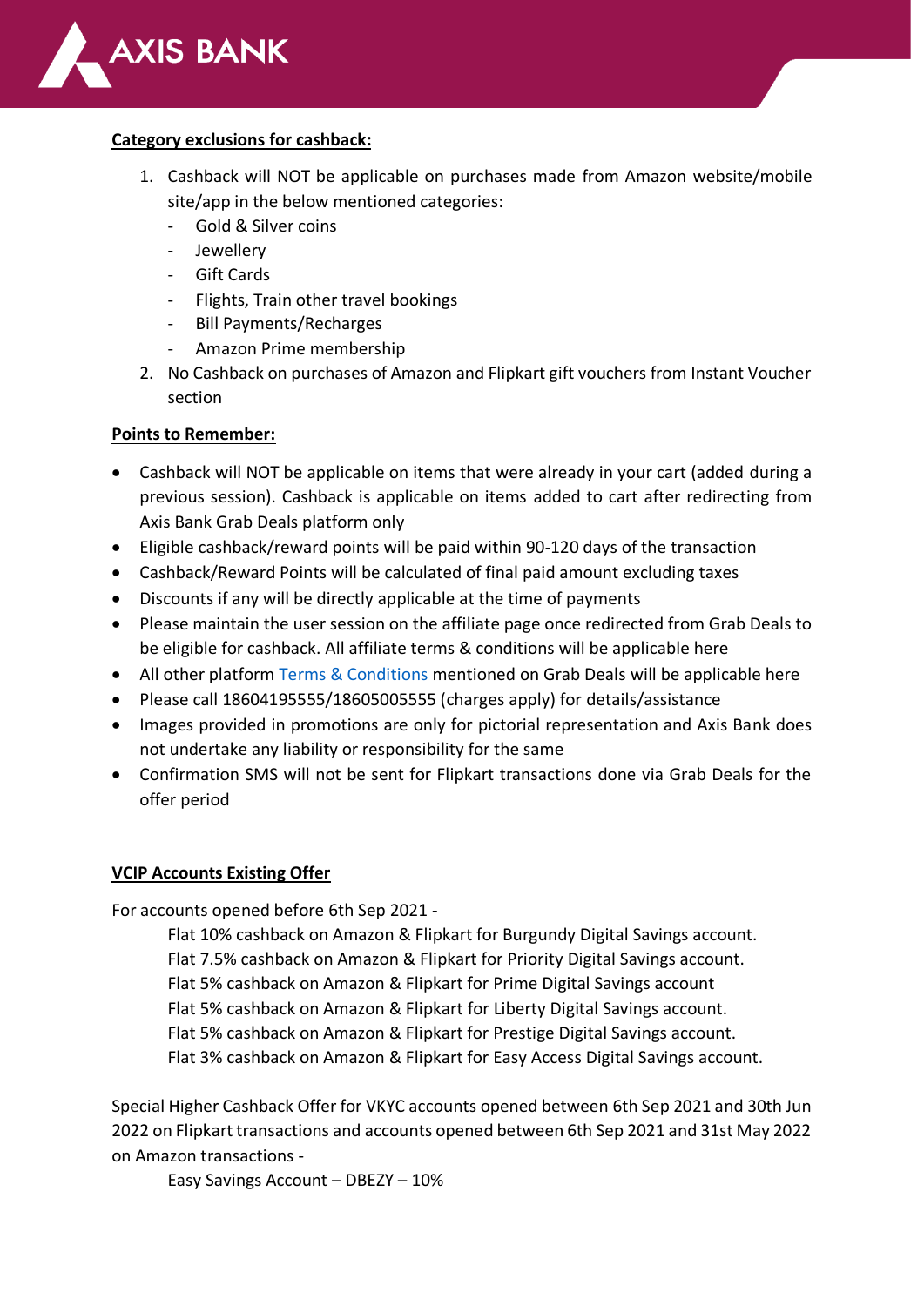**Category exclusions for cashback:**

1. Cashback will NOT be applicable on purchases made from Amazon website/mobile site/app in the below mentioned categories:
   - Gold & Silver coins
   - Jewellery
   - Gift Cards
   - Flights, Train other travel bookings
   - Bill Payments/Recharges
   - Amazon Prime membership
2. No Cashback on purchases of Amazon and Flipkart gift vouchers from Instant Voucher section

**Points to Remember:**

- Cashback will NOT be applicable on items that were already in your cart (added during a previous session). Cashback is applicable on items added to cart after redirecting from Axis Bank Grab Deals platform only
- Eligible cashback/reward points will be paid within 90-120 days of the transaction
- Cashback/Reward Points will be calculated of final paid amount excluding taxes
- Discounts if any will be directly applicable at the time of payments
- Please maintain the user session on the affiliate page once redirected from Grab Deals to be eligible for cashback. All affiliate terms & conditions will be applicable here
- All other platform Terms & Conditions mentioned on Grab Deals will be applicable here
- Please call 18604195555/18605005555 (charges apply) for details/assistance
- Images provided in promotions are only for pictorial representation and Axis Bank does not undertake any liability or responsibility for the same
- Confirmation SMS will not be sent for Flipkart transactions done via Grab Deals for the offer period

**VCIP Accounts Existing Offer**

For accounts opened before 6th Sep 2021 -

Flat 10% cashback on Amazon & Flipkart for Burgundy Digital Savings account.
Flat 7.5% cashback on Amazon & Flipkart for Priority Digital Savings account.
Flat 5% cashback on Amazon & Flipkart for Prime Digital Savings account
Flat 5% cashback on Amazon & Flipkart for Liberty Digital Savings account.
Flat 5% cashback on Amazon & Flipkart for Prestige Digital Savings account.
Flat 3% cashback on Amazon & Flipkart for Easy Access Digital Savings account.

Special Higher Cashback Offer for VKYC accounts opened between 6th Sep 2021 and 30th Jun 2022 on Flipkart transactions and accounts opened between 6th Sep 2021 and 31st May 2022 on Amazon transactions -

Easy Savings Account – DBEZY – 10%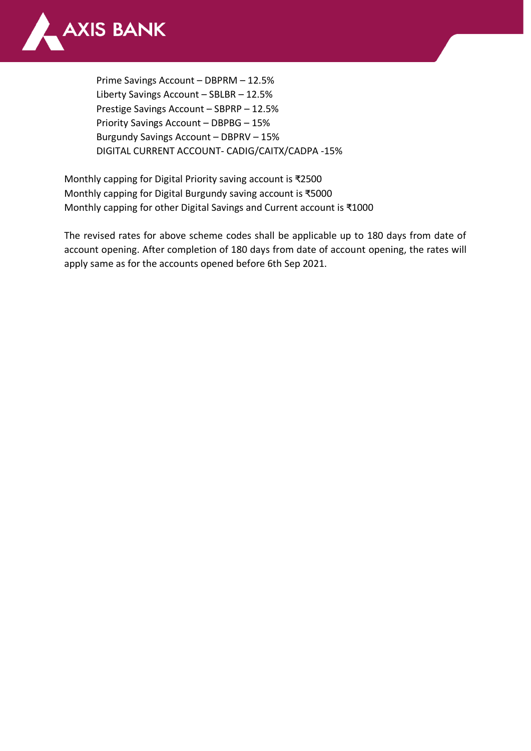Prime Savings Account – DBPRM – 12.5%
Liberty Savings Account – SBLBR – 12.5%
Prestige Savings Account – SBPRP – 12.5%
Priority Savings Account – DBPBG – 15%
Burgundy Savings Account – DBPRV – 15%
DIGITAL CURRENT ACCOUNT- CADIG/CAITX/CADPA -15%

Monthly capping for Digital Priority saving account is ₹2500
Monthly capping for Digital Burgundy saving account is ₹5000
Monthly capping for other Digital Savings and Current account is ₹1000

The revised rates for above scheme codes shall be applicable up to 180 days from date of account opening. After completion of 180 days from date of account opening, the rates will apply same as for the accounts opened before 6th Sep 2021.